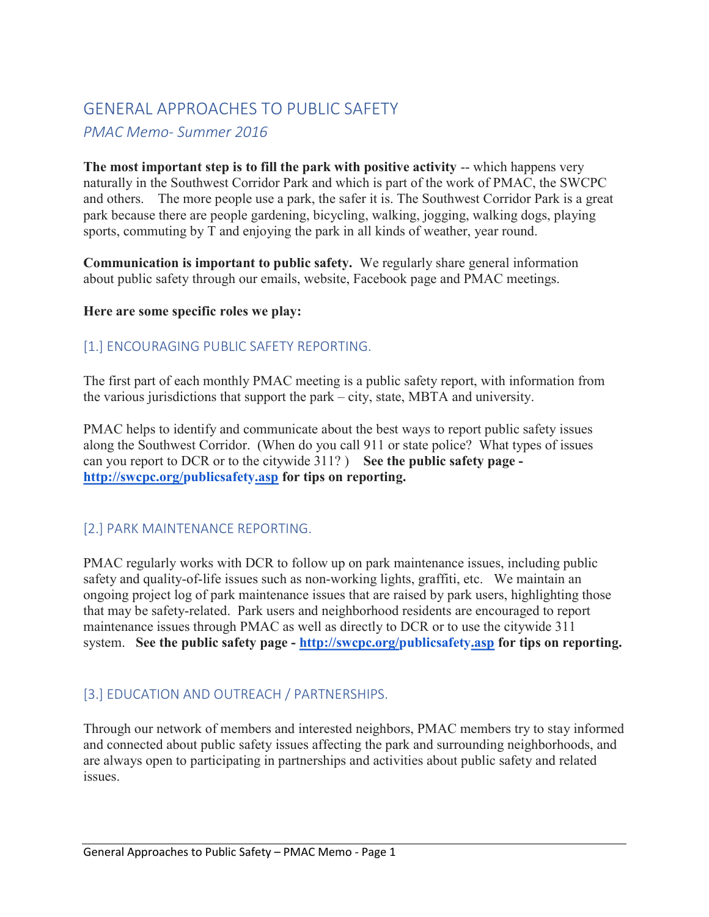# GENERAL APPROACHES TO PUBLIC SAFETY

*PMAC Memo- Summer 2016*

**The most important step is to fill the park with positive activity** -- which happens very naturally in the Southwest Corridor Park and which is part of the work of PMAC, the SWCPC and others. The more people use a park, the safer it is. The Southwest Corridor Park is a great park because there are people gardening, bicycling, walking, jogging, walking dogs, playing sports, commuting by T and enjoying the park in all kinds of weather, year round.

**Communication is important to public safety.** We regularly share general information about public safety through our emails, website, Facebook page and PMAC meetings.

**Here are some specific roles we play:**

## [1.] ENCOURAGING PUBLIC SAFETY REPORTING.

The first part of each monthly PMAC meeting is a public safety report, with information from the various jurisdictions that support the park – city, state, MBTA and university.

PMAC helps to identify and communicate about the best ways to report public safety issues along the Southwest Corridor. (When do you call 911 or state police? What types of issues can you report to DCR or to the citywide 311? ) **See the public safety page - [http://swcpc.org/publicsafety.asp](http://swcpc.org/publicsafety.asp) for tips on reporting.**

## [2.] PARK MAINTENANCE REPORTING.

PMAC regularly works with DCR to follow up on park maintenance issues, including public safety and quality-of-life issues such as non-working lights, graffiti, etc. We maintain an ongoing project log of park maintenance issues that are raised by park users, highlighting those that may be safety-related. Park users and neighborhood residents are encouraged to report maintenance issues through PMAC as well as directly to DCR or to use the citywide 311 system. **See the public safety page - [http://swcpc.org/publicsafety.asp](http://swcpc.org/publicsafety.asp) for tips on reporting.**

## [3.] EDUCATION AND OUTREACH / PARTNERSHIPS.

Through our network of members and interested neighbors, PMAC members try to stay informed and connected about public safety issues affecting the park and surrounding neighborhoods, and are always open to participating in partnerships and activities about public safety and related issues.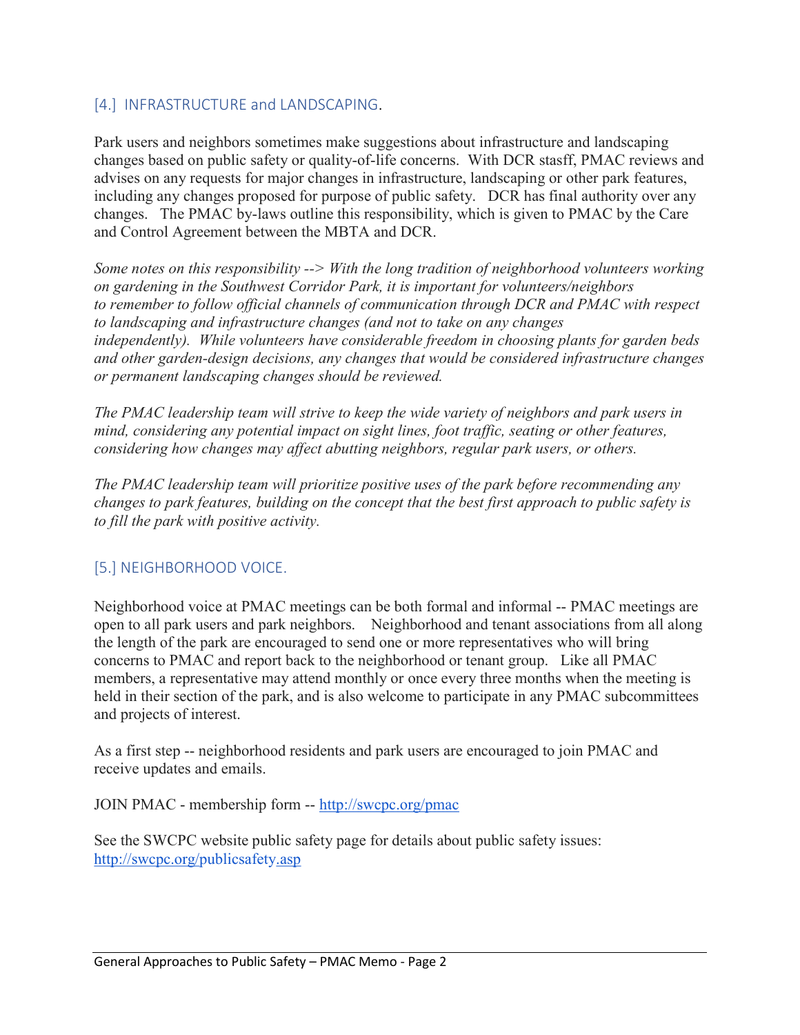## [4.] INFRASTRUCTURE and LANDSCAPING.

Park users and neighbors sometimes make suggestions about infrastructure and landscaping changes based on public safety or quality-of-life concerns. With DCR stasff, PMAC reviews and advises on any requests for major changes in infrastructure, landscaping or other park features, including any changes proposed for purpose of public safety. DCR has final authority over any changes. The PMAC by-laws outline this responsibility, which is given to PMAC by the Care and Control Agreement between the MBTA and DCR.

*Some notes on this responsibility --> With the long tradition of neighborhood volunteers working on gardening in the Southwest Corridor Park, it is important for volunteers/neighbors to remember to follow official channels of communication through DCR and PMAC with respect to landscaping and infrastructure changes (and not to take on any changes independently). While volunteers have considerable freedom in choosing plants for garden beds and other garden-design decisions, any changes that would be considered infrastructure changes or permanent landscaping changes should be reviewed.*

*The PMAC leadership team will strive to keep the wide variety of neighbors and park users in mind, considering any potential impact on sight lines, foot traffic, seating or other features, considering how changes may affect abutting neighbors, regular park users, or others.*

*The PMAC leadership team will prioritize positive uses of the park before recommending any changes to park features, building on the concept that the best first approach to public safety is to fill the park with positive activity.*

## [5.] NEIGHBORHOOD VOICE.

Neighborhood voice at PMAC meetings can be both formal and informal -- PMAC meetings are open to all park users and park neighbors. Neighborhood and tenant associations from all along the length of the park are encouraged to send one or more representatives who will bring concerns to PMAC and report back to the neighborhood or tenant group. Like all PMAC members, a representative may attend monthly or once every three months when the meeting is held in their section of the park, and is also welcome to participate in any PMAC subcommittees and projects of interest.

As a first step -- neighborhood residents and park users are encouraged to join PMAC and receive updates and emails.

JOIN PMAC - membership form -- http://swcpc.org/pmac

See the SWCPC website public safety page for details about public safety issues: http://swcpc.org/publicsafety.asp